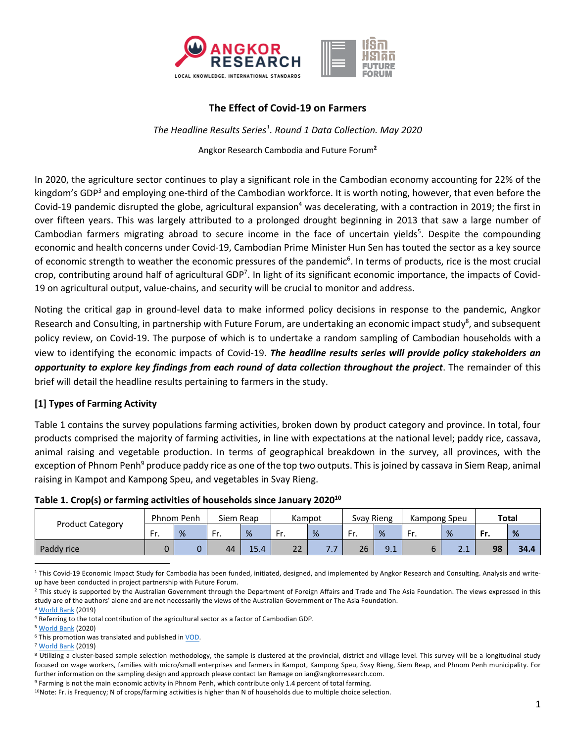## The Effect of Covid-19 on Farmers

*The Headline Results Series[1]. Round 1 Data Collection. May 2020*

Angkor Research Cambodia and Future Forum[2]

In 2020, the agriculture sector continues to play a significant role in the Cambodian economy accounting for 22% of the kingdom's GDP[3] and employing one-third of the Cambodian workforce. It is worth noting, however, that even before the Covid-19 pandemic disrupted the globe, agricultural expansion[4] was decelerating, with a contraction in 2019; the first in over fifteen years. This was largely attributed to a prolonged drought beginning in 2013 that saw a large number of Cambodian farmers migrating abroad to secure income in the face of uncertain yields[5]. Despite the compounding economic and health concerns under Covid-19, Cambodian Prime Minister Hun Sen has touted the sector as a key source of economic strength to weather the economic pressures of the pandemic[6]. In terms of products, rice is the most crucial crop, contributing around half of agricultural GDP[7]. In light of its significant economic importance, the impacts of Covid-19 on agricultural output, value-chains, and security will be crucial to monitor and address.

Noting the critical gap in ground-level data to make informed policy decisions in response to the pandemic, Angkor Research and Consulting, in partnership with Future Forum, are undertaking an economic impact study[8], and subsequent policy review, on Covid-19. The purpose of which is to undertake a random sampling of Cambodian households with a view to identifying the economic impacts of Covid-19. ***The headline results series will provide policy stakeholders an opportunity to explore key findings from each round of data collection throughout the project***. The remainder of this brief will detail the headline results pertaining to farmers in the study.

### [1] Types of Farming Activity

Table 1 contains the survey populations farming activities, broken down by product category and province. In total, four products comprised the majority of farming activities, in line with expectations at the national level; paddy rice, cassava, animal raising and vegetable production. In terms of geographical breakdown in the survey, all provinces, with the exception of Phnom Penh[9] produce paddy rice as one of the top two outputs. This is joined by cassava in Siem Reap, animal raising in Kampot and Kampong Speu, and vegetables in Svay Rieng.

**Table 1. Crop(s) or farming activities of households since January 2020[10]**

| Product Category | Phnom Penh | | Siem Reap | | Kampot | | Svay Rieng | | Kampong Speu | | **Total** | |
|---|---|---|---|---|---|---|---|---|---|---|---|---|
| | Fr. | % | Fr. | % | Fr. | % | Fr. | % | Fr. | % | **Fr.** | **%** |
| Paddy rice | 0 | 0 | 44 | 15.4 | 22 | 7.7 | 26 | 9.1 | 6 | 2.1 | **98** | **34.4** |

[1] This Covid-19 Economic Impact Study for Cambodia has been funded, initiated, designed, and implemented by Angkor Research and Consulting. Analysis and write-up have been conducted in project partnership with Future Forum.

[2] This study is supported by the Australian Government through the Department of Foreign Affairs and Trade and The Asia Foundation. The views expressed in this study are of the authors' alone and are not necessarily the views of the Australian Government or The Asia Foundation.

[3] World Bank (2019)

[4] Referring to the total contribution of the agricultural sector as a factor of Cambodian GDP.

[5] World Bank (2020)

[6] This promotion was translated and published in VOD.

[7] World Bank (2019)

[8] Utilizing a cluster-based sample selection methodology, the sample is clustered at the provincial, district and village level. This survey will be a longitudinal study focused on wage workers, families with micro/small enterprises and farmers in Kampot, Kampong Speu, Svay Rieng, Siem Reap, and Phnom Penh municipality. For further information on the sampling design and approach please contact Ian Ramage on ian@angkorresearch.com.

[9] Farming is not the main economic activity in Phnom Penh, which contribute only 1.4 percent of total farming.

[10] Note: Fr. is Frequency; N of crops/farming activities is higher than N of households due to multiple choice selection.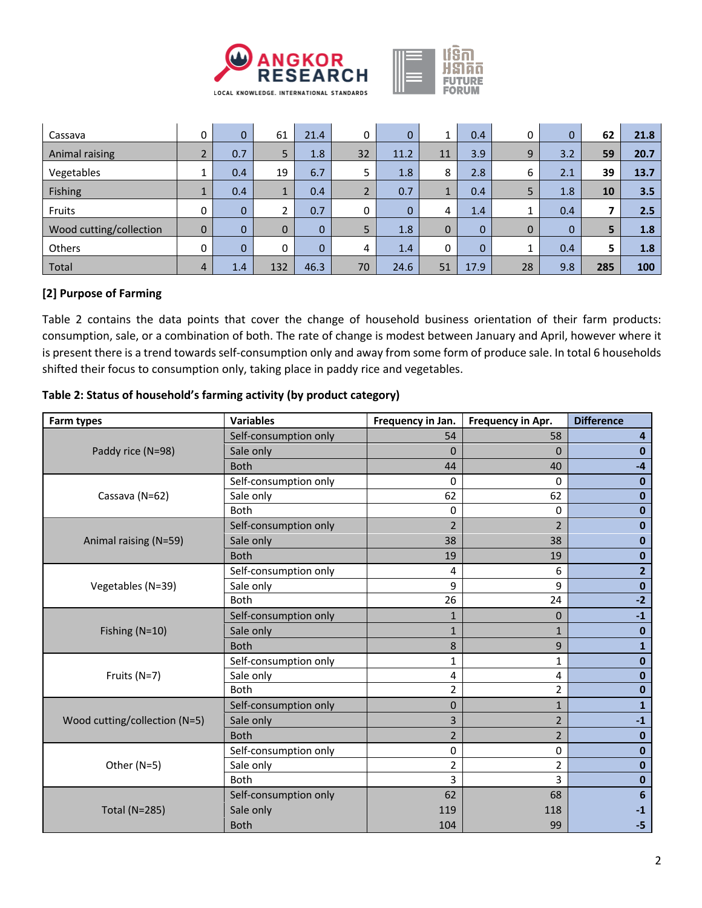| | | | | | | | | | | | | |
|---|---|---|---|---|---|---|---|---|---|---|---|---|
| Cassava | 0 | 0 | 61 | 21.4 | 0 | 0 | 1 | 0.4 | 0 | 0 | **62** | **21.8** |
| Animal raising | 2 | 0.7 | 5 | 1.8 | 32 | 11.2 | 11 | 3.9 | 9 | 3.2 | **59** | **20.7** |
| Vegetables | 1 | 0.4 | 19 | 6.7 | 5 | 1.8 | 8 | 2.8 | 6 | 2.1 | **39** | **13.7** |
| Fishing | 1 | 0.4 | 1 | 0.4 | 2 | 0.7 | 1 | 0.4 | 5 | 1.8 | **10** | **3.5** |
| Fruits | 0 | 0 | 2 | 0.7 | 0 | 0 | 4 | 1.4 | 1 | 0.4 | **7** | **2.5** |
| Wood cutting/collection | 0 | 0 | 0 | 0 | 5 | 1.8 | 0 | 0 | 0 | 0 | **5** | **1.8** |
| Others | 0 | 0 | 0 | 0 | 4 | 1.4 | 0 | 0 | 1 | 0.4 | **5** | **1.8** |
| Total | 4 | 1.4 | 132 | 46.3 | 70 | 24.6 | 51 | 17.9 | 28 | 9.8 | **285** | **100** |

**[2] Purpose of Farming**

Table 2 contains the data points that cover the change of household business orientation of their farm products: consumption, sale, or a combination of both. The rate of change is modest between January and April, however where it is present there is a trend towards self-consumption only and away from some form of produce sale. In total 6 households shifted their focus to consumption only, taking place in paddy rice and vegetables.

**Table 2: Status of household's farming activity (by product category)**

| Farm types | Variables | Frequency in Jan. | Frequency in Apr. | Difference |
|---|---|---|---|---|
| Paddy rice (N=98) | Self-consumption only | 54 | 58 | **4** |
| | Sale only | 0 | 0 | **0** |
| | Both | 44 | 40 | **-4** |
| Cassava (N=62) | Self-consumption only | 0 | 0 | **0** |
| | Sale only | 62 | 62 | **0** |
| | Both | 0 | 0 | **0** |
| Animal raising (N=59) | Self-consumption only | 2 | 2 | **0** |
| | Sale only | 38 | 38 | **0** |
| | Both | 19 | 19 | **0** |
| Vegetables (N=39) | Self-consumption only | 4 | 6 | **2** |
| | Sale only | 9 | 9 | **0** |
| | Both | 26 | 24 | **-2** |
| Fishing (N=10) | Self-consumption only | 1 | 0 | **-1** |
| | Sale only | 1 | 1 | **0** |
| | Both | 8 | 9 | **1** |
| Fruits (N=7) | Self-consumption only | 1 | 1 | **0** |
| | Sale only | 4 | 4 | **0** |
| | Both | 2 | 2 | **0** |
| Wood cutting/collection (N=5) | Self-consumption only | 0 | 1 | **1** |
| | Sale only | 3 | 2 | **-1** |
| | Both | 2 | 2 | **0** |
| Other (N=5) | Self-consumption only | 0 | 0 | **0** |
| | Sale only | 2 | 2 | **0** |
| | Both | 3 | 3 | **0** |
| Total (N=285) | Self-consumption only | 62 | 68 | **6** |
| | Sale only | 119 | 118 | **-1** |
| | Both | 104 | 99 | **-5** |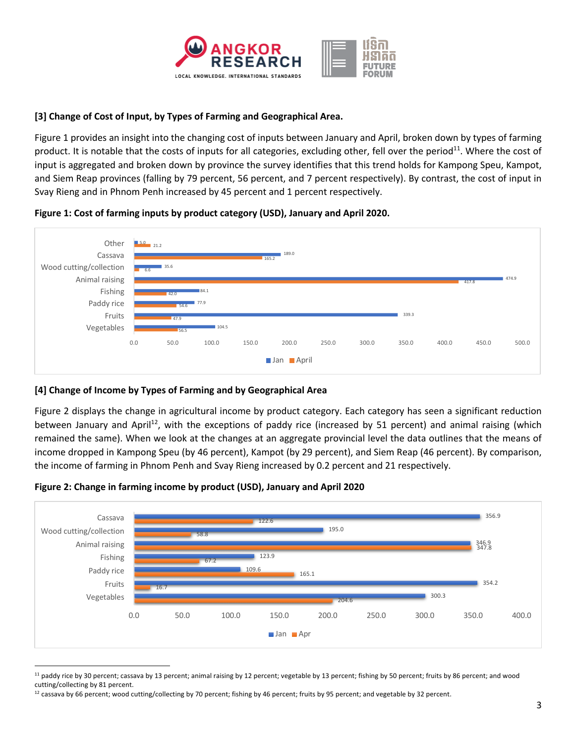### [3] Change of Cost of Input, by Types of Farming and Geographical Area.

Figure 1 provides an insight into the changing cost of inputs between January and April, broken down by types of farming product. It is notable that the costs of inputs for all categories, excluding other, fell over the period[11]. Where the cost of input is aggregated and broken down by province the survey identifies that this trend holds for Kampong Speu, Kampot, and Siem Reap provinces (falling by 79 percent, 56 percent, and 7 percent respectively). By contrast, the cost of input in Svay Rieng and in Phnom Penh increased by 45 percent and 1 percent respectively.

**Figure 1: Cost of farming inputs by product category (USD), January and April 2020.**

| Category | Jan | April |
|---|---|---|
| Other | 5.0 | 21.2 |
| Cassava | 189.0 | 165.2 |
| Wood cutting/collection | 35.6 | 6.6 |
| Animal raising | 474.9 | 417.8 |
| Fishing | 84.1 | 42.0 |
| Paddy rice | 77.9 | 54.6 |
| Fruits | 339.3 | 47.9 |
| Vegetables | 104.5 | 56.5 |

### [4] Change of Income by Types of Farming and by Geographical Area

Figure 2 displays the change in agricultural income by product category. Each category has seen a significant reduction between January and April[12], with the exceptions of paddy rice (increased by 51 percent) and animal raising (which remained the same). When we look at the changes at an aggregate provincial level the data outlines that the means of income dropped in Kampong Speu (by 46 percent), Kampot (by 29 percent), and Siem Reap (46 percent). By comparison, the income of farming in Phnom Penh and Svay Rieng increased by 0.2 percent and 21 respectively.

**Figure 2: Change in farming income by product (USD), January and April 2020**

| Category | Jan | Apr |
|---|---|---|
| Cassava | 356.9 | 122.6 |
| Wood cutting/collection | 195.0 | 58.8 |
| Animal raising | 346.9 | 347.8 |
| Fishing | 123.9 | 67.2 |
| Paddy rice | 109.6 | 165.1 |
| Fruits | 354.2 | 16.7 |
| Vegetables | 300.3 | 204.6 |

---

[11] paddy rice by 30 percent; cassava by 13 percent; animal raising by 12 percent; vegetable by 13 percent; fishing by 50 percent; fruits by 86 percent; and wood cutting/collecting by 81 percent.

[12] cassava by 66 percent; wood cutting/collecting by 70 percent; fishing by 46 percent; fruits by 95 percent; and vegetable by 32 percent.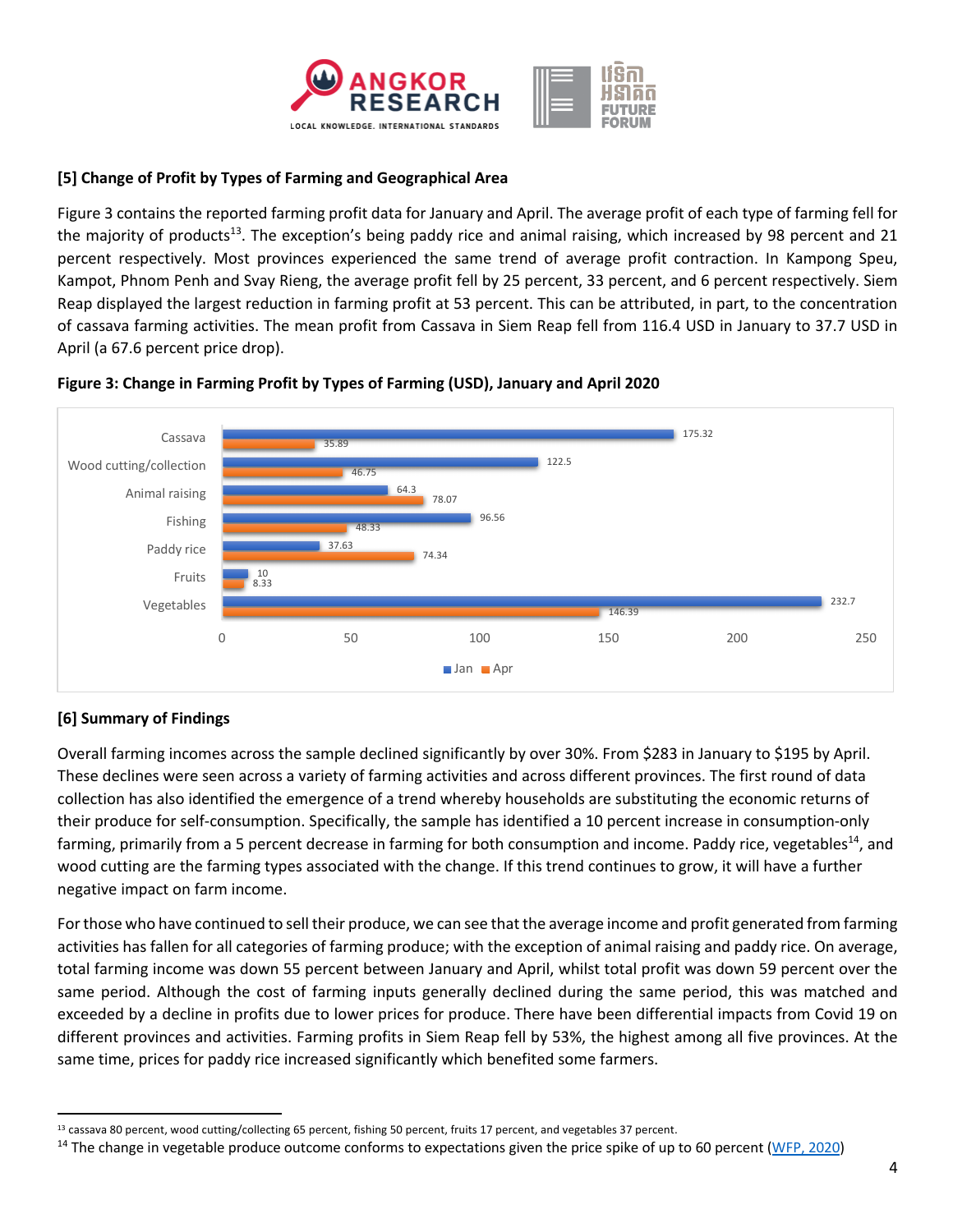### [5] Change of Profit by Types of Farming and Geographical Area

Figure 3 contains the reported farming profit data for January and April. The average profit of each type of farming fell for the majority of products[13]. The exception's being paddy rice and animal raising, which increased by 98 percent and 21 percent respectively. Most provinces experienced the same trend of average profit contraction. In Kampong Speu, Kampot, Phnom Penh and Svay Rieng, the average profit fell by 25 percent, 33 percent, and 6 percent respectively. Siem Reap displayed the largest reduction in farming profit at 53 percent. This can be attributed, in part, to the concentration of cassava farming activities. The mean profit from Cassava in Siem Reap fell from 116.4 USD in January to 37.7 USD in April (a 67.6 percent price drop).

**Figure 3: Change in Farming Profit by Types of Farming (USD), January and April 2020**

Cassava: 175.32 (Jan), 35.89 (Apr)
Wood cutting/collection: 122.5 (Jan), 46.75 (Apr)
Animal raising: 64.3 (Jan), 78.07 (Apr)
Fishing: 96.56 (Jan), 48.33 (Apr)
Paddy rice: 37.63 (Jan), 74.34 (Apr)
Fruits: 10 (Jan), 8.33 (Apr)
Vegetables: 232.7 (Jan), 146.39 (Apr)

0 50 100 150 200 250

Jan Apr

### [6] Summary of Findings

Overall farming incomes across the sample declined significantly by over 30%. From $283 in January to $195 by April. These declines were seen across a variety of farming activities and across different provinces. The first round of data collection has also identified the emergence of a trend whereby households are substituting the economic returns of their produce for self-consumption. Specifically, the sample has identified a 10 percent increase in consumption-only farming, primarily from a 5 percent decrease in farming for both consumption and income. Paddy rice, vegetables[14], and wood cutting are the farming types associated with the change. If this trend continues to grow, it will have a further negative impact on farm income.

For those who have continued to sell their produce, we can see that the average income and profit generated from farming activities has fallen for all categories of farming produce; with the exception of animal raising and paddy rice. On average, total farming income was down 55 percent between January and April, whilst total profit was down 59 percent over the same period. Although the cost of farming inputs generally declined during the same period, this was matched and exceeded by a decline in profits due to lower prices for produce. There have been differential impacts from Covid 19 on different provinces and activities. Farming profits in Siem Reap fell by 53%, the highest among all five provinces. At the same time, prices for paddy rice increased significantly which benefited some farmers.

---

[13] cassava 80 percent, wood cutting/collecting 65 percent, fishing 50 percent, fruits 17 percent, and vegetables 37 percent.

[14] The change in vegetable produce outcome conforms to expectations given the price spike of up to 60 percent (WFP, 2020)